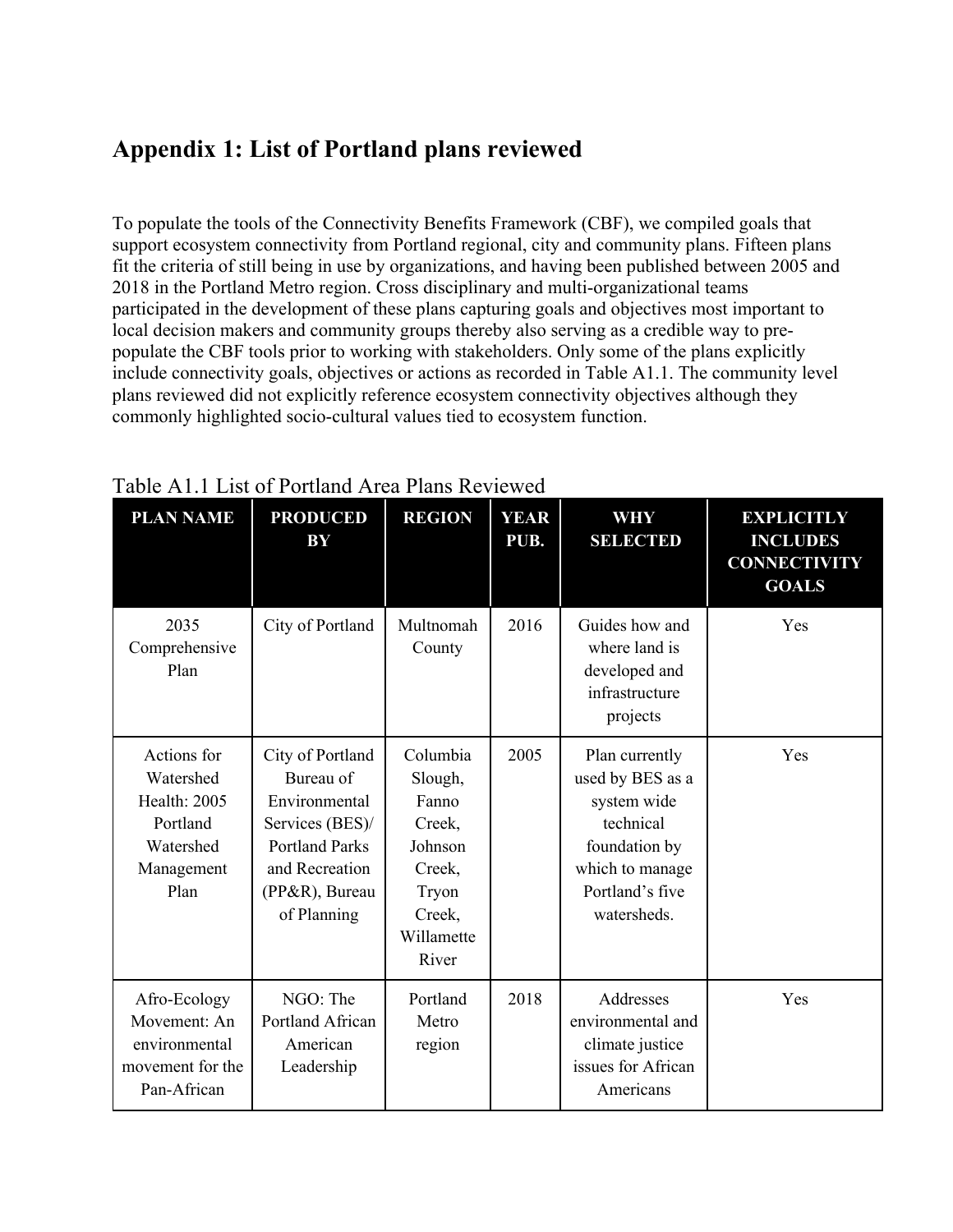## Appendix 1: List of Portland plans reviewed

To populate the tools of the Connectivity Benefits Framework (CBF), we compiled goals that support ecosystem connectivity from Portland regional, city and community plans. Fifteen plans fit the criteria of still being in use by organizations, and having been published between 2005 and 2018 in the Portland Metro region. Cross disciplinary and multi-organizational teams participated in the development of these plans capturing goals and objectives most important to local decision makers and community groups thereby also serving as a credible way to pre-populate the CBF tools prior to working with stakeholders. Only some of the plans explicitly include connectivity goals, objectives or actions as recorded in Table A1.1. The community level plans reviewed did not explicitly reference ecosystem connectivity objectives although they commonly highlighted socio-cultural values tied to ecosystem function.

Table A1.1 List of Portland Area Plans Reviewed

| PLAN NAME | PRODUCED BY | REGION | YEAR PUB. | WHY SELECTED | EXPLICITLY INCLUDES CONNECTIVITY GOALS |
|---|---|---|---|---|---|
| 2035 Comprehensive Plan | City of Portland | Multnomah County | 2016 | Guides how and where land is developed and infrastructure projects | Yes |
| Actions for Watershed Health: 2005 Portland Watershed Management Plan | City of Portland Bureau of Environmental Services (BES)/ Portland Parks and Recreation (PP&R), Bureau of Planning | Columbia Slough, Fanno Creek, Johnson Creek, Tryon Creek, Willamette River | 2005 | Plan currently used by BES as a system wide technical foundation by which to manage Portland's five watersheds. | Yes |
| Afro-Ecology Movement: An environmental movement for the Pan-African | NGO: The Portland African American Leadership | Portland Metro region | 2018 | Addresses environmental and climate justice issues for African Americans | Yes |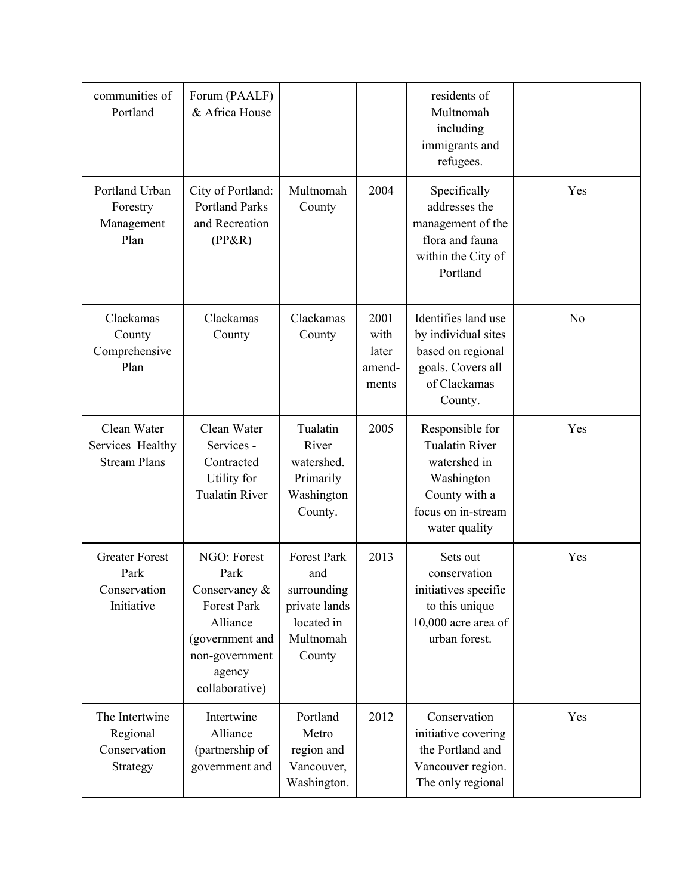| communities of Portland | Forum (PAALF) & Africa House | | | residents of Multnomah including immigrants and refugees. | |
|---|---|---|---|---|---|
| Portland Urban Forestry Management Plan | City of Portland: Portland Parks and Recreation (PP&R) | Multnomah County | 2004 | Specifically addresses the management of the flora and fauna within the City of Portland | Yes |
| Clackamas County Comprehensive Plan | Clackamas County | Clackamas County | 2001 with later amend-ments | Identifies land use by individual sites based on regional goals. Covers all of Clackamas County. | No |
| Clean Water Services Healthy Stream Plans | Clean Water Services - Contracted Utility for Tualatin River | Tualatin River watershed. Primarily Washington County. | 2005 | Responsible for Tualatin River watershed in Washington County with a focus on in-stream water quality | Yes |
| Greater Forest Park Conservation Initiative | NGO: Forest Park Conservancy & Forest Park Alliance (government and non-government agency collaborative) | Forest Park and surrounding private lands located in Multnomah County | 2013 | Sets out conservation initiatives specific to this unique 10,000 acre area of urban forest. | Yes |
| The Intertwine Regional Conservation Strategy | Intertwine Alliance (partnership of government and | Portland Metro region and Vancouver, Washington. | 2012 | Conservation initiative covering the Portland and Vancouver region. The only regional | Yes |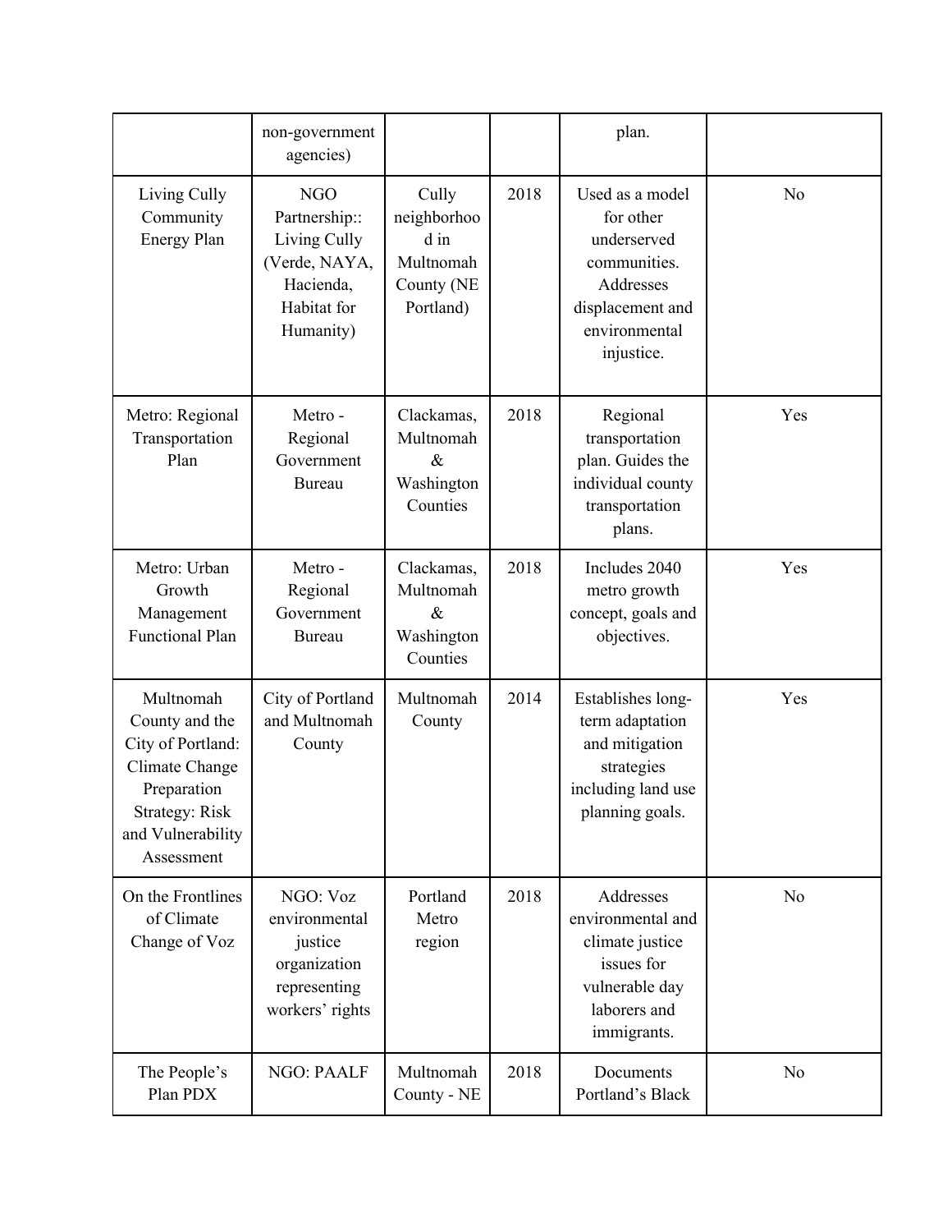| | non-government agencies) | | | plan. | |
|---|---|---|---|---|---|
| Living Cully Community Energy Plan | NGO Partnership:: Living Cully (Verde, NAYA, Hacienda, Habitat for Humanity) | Cully neighborhood in Multnomah County (NE Portland) | 2018 | Used as a model for other underserved communities. Addresses displacement and environmental injustice. | No |
| Metro: Regional Transportation Plan | Metro - Regional Government Bureau | Clackamas, Multnomah & Washington Counties | 2018 | Regional transportation plan. Guides the individual county transportation plans. | Yes |
| Metro: Urban Growth Management Functional Plan | Metro - Regional Government Bureau | Clackamas, Multnomah & Washington Counties | 2018 | Includes 2040 metro growth concept, goals and objectives. | Yes |
| Multnomah County and the City of Portland: Climate Change Preparation Strategy: Risk and Vulnerability Assessment | City of Portland and Multnomah County | Multnomah County | 2014 | Establishes long-term adaptation and mitigation strategies including land use planning goals. | Yes |
| On the Frontlines of Climate Change of Voz | NGO: Voz environmental justice organization representing workers' rights | Portland Metro region | 2018 | Addresses environmental and climate justice issues for vulnerable day laborers and immigrants. | No |
| The People's Plan PDX | NGO: PAALF | Multnomah County - NE | 2018 | Documents Portland's Black | No |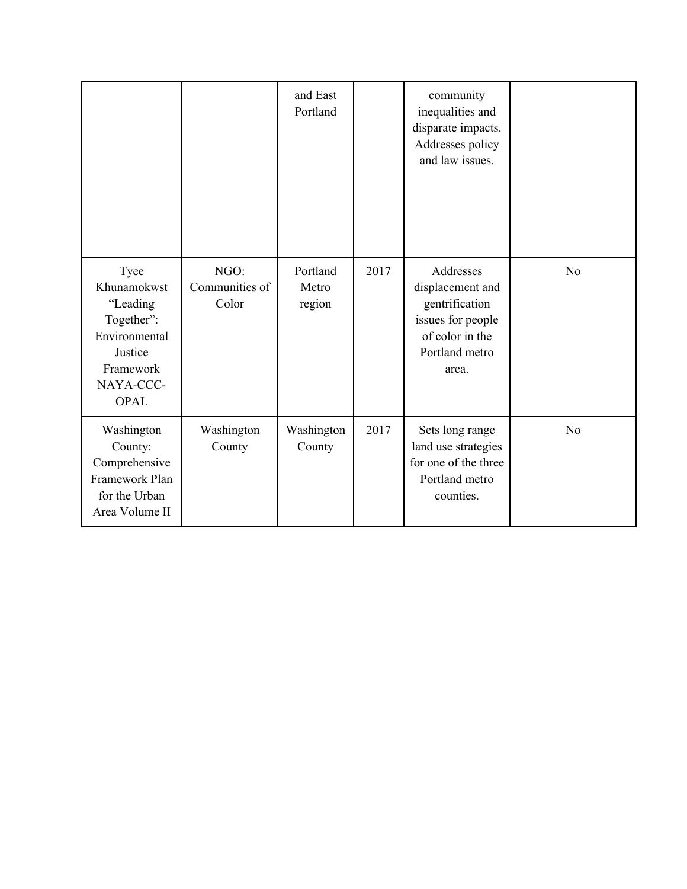| | | | | | |
|---|---|---|---|---|---|
| | | and East Portland | | community inequalities and disparate impacts. Addresses policy and law issues. | |
| Tyee Khunamokwst "Leading Together": Environmental Justice Framework NAYA-CCC-OPAL | NGO: Communities of Color | Portland Metro region | 2017 | Addresses displacement and gentrification issues for people of color in the Portland metro area. | No |
| Washington County: Comprehensive Framework Plan for the Urban Area Volume II | Washington County | Washington County | 2017 | Sets long range land use strategies for one of the three Portland metro counties. | No |